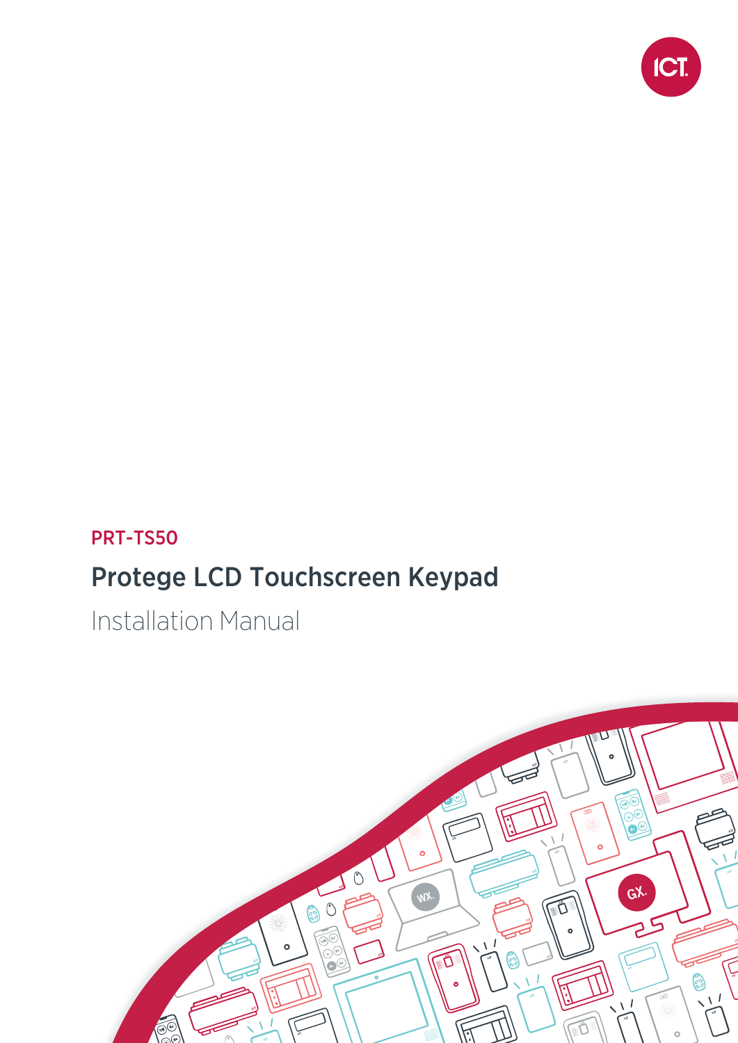PRT-TS50

# Protege LCD Touchscreen Keypad

Installation Manual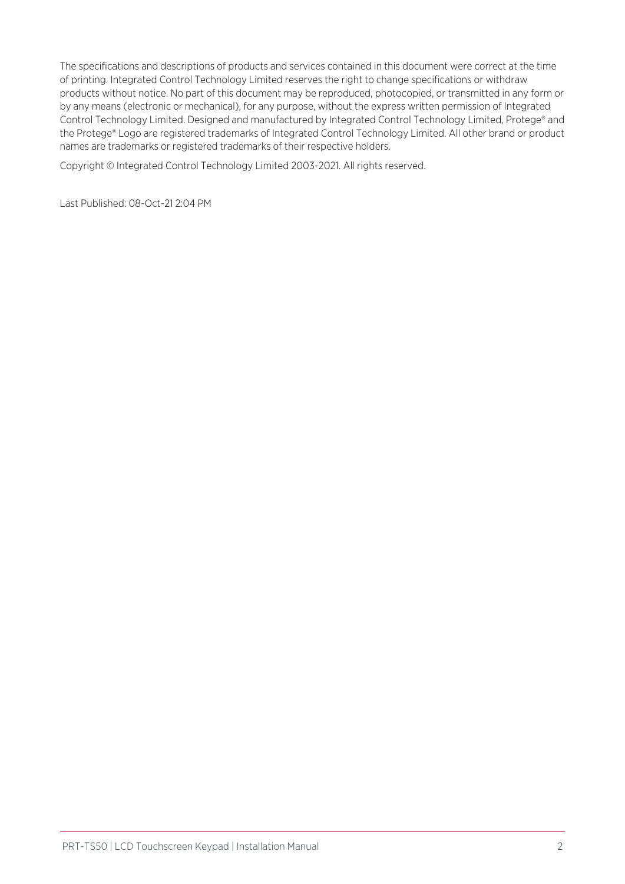The specifications and descriptions of products and services contained in this document were correct at the time of printing. Integrated Control Technology Limited reserves the right to change specifications or withdraw products without notice. No part of this document may be reproduced, photocopied, or transmitted in any form or by any means (electronic or mechanical), for any purpose, without the express written permission of Integrated Control Technology Limited. Designed and manufactured by Integrated Control Technology Limited, Protege® and the Protege® Logo are registered trademarks of Integrated Control Technology Limited. All other brand or product names are trademarks or registered trademarks of their respective holders.

Copyright © Integrated Control Technology Limited 2003-2021. All rights reserved.

Last Published: 08-Oct-21 2:04 PM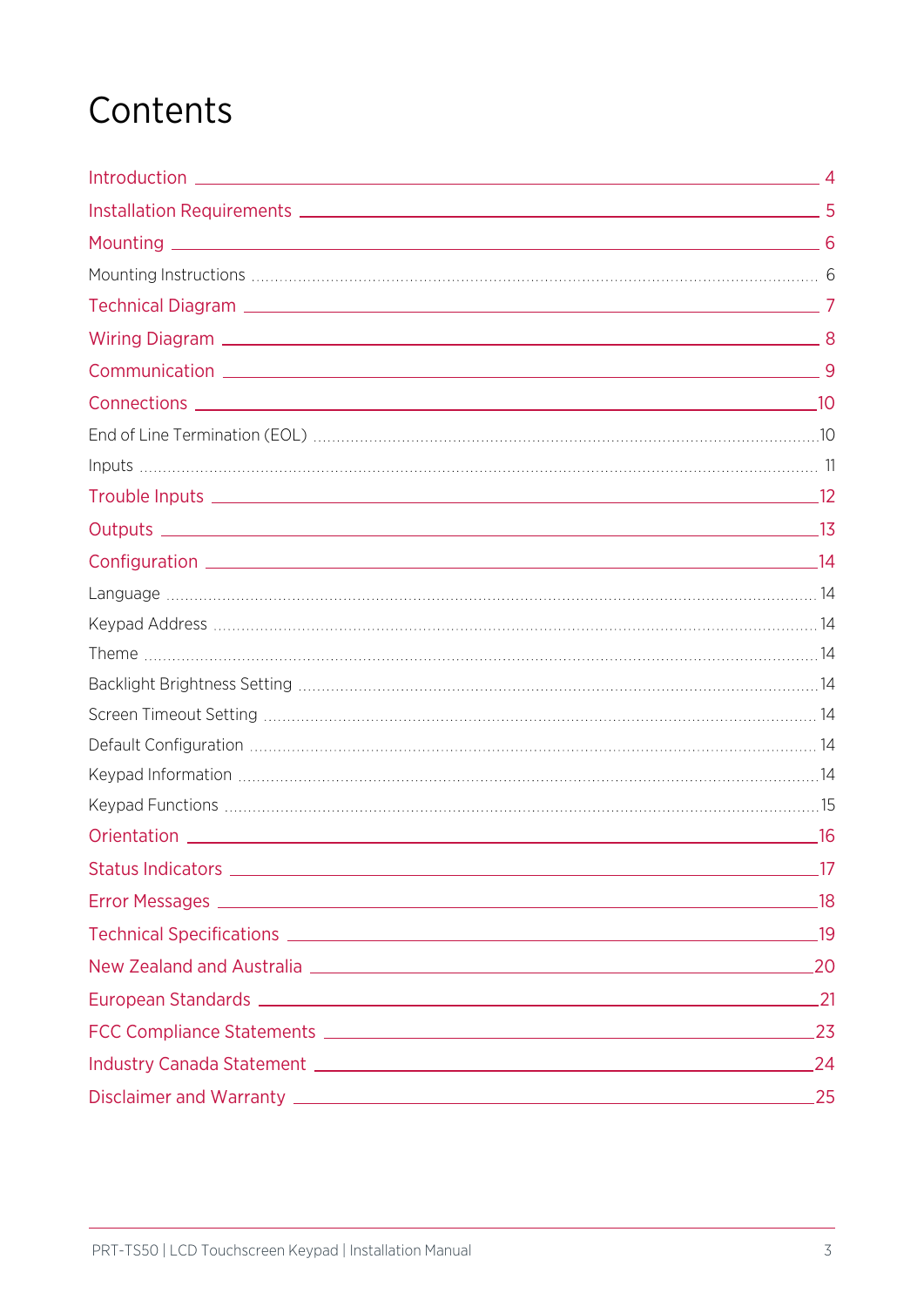# Contents

Introduction 4

Installation Requirements 5

Mounting 6

- Mounting Instructions 6

Technical Diagram 7

Wiring Diagram 8

Communication 9

Connections 10

- End of Line Termination (EOL) 10
- Inputs 11

Trouble Inputs 12

Outputs 13

Configuration 14

- Language 14
- Keypad Address 14
- Theme 14
- Backlight Brightness Setting 14
- Screen Timeout Setting 14
- Default Configuration 14
- Keypad Information 14
- Keypad Functions 15

Orientation 16

Status Indicators 17

Error Messages 18

Technical Specifications 19

New Zealand and Australia 20

European Standards 21

FCC Compliance Statements 23

Industry Canada Statement 24

Disclaimer and Warranty 25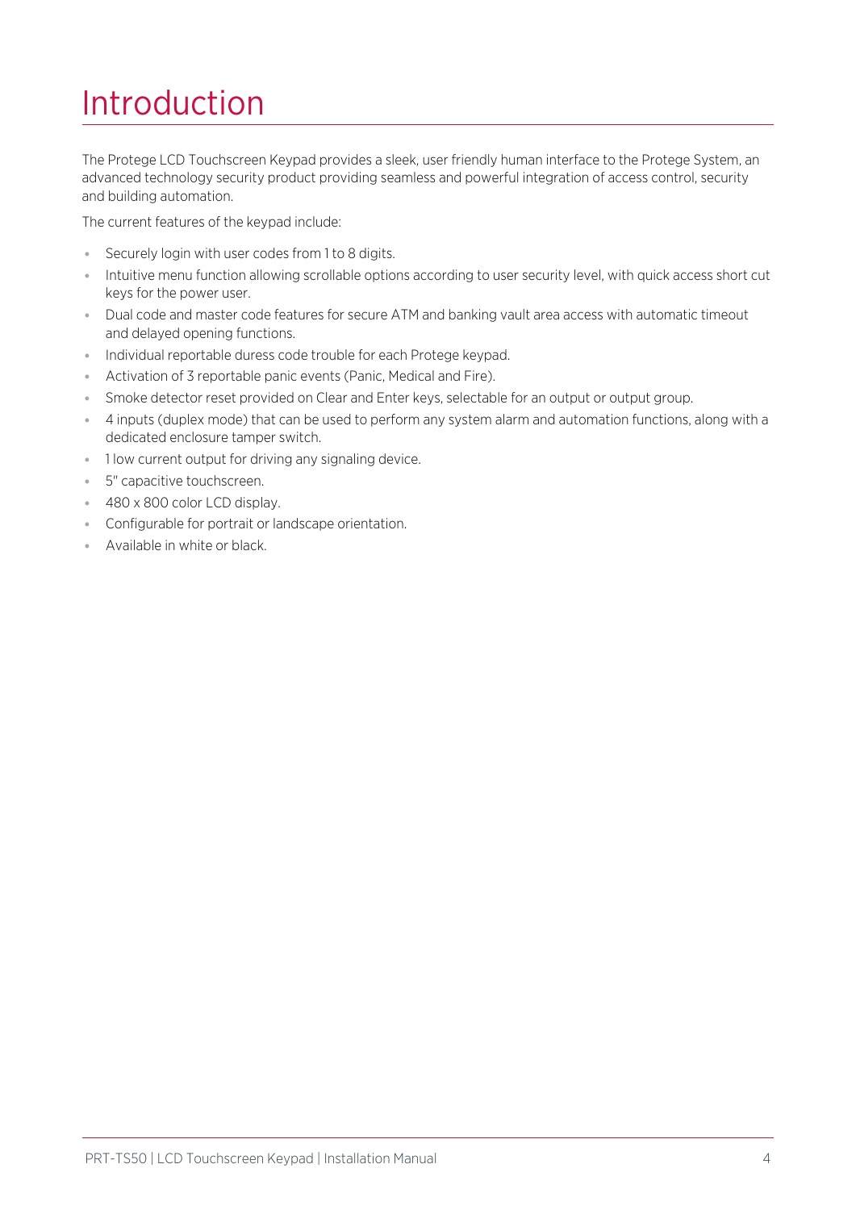# Introduction

The Protege LCD Touchscreen Keypad provides a sleek, user friendly human interface to the Protege System, an advanced technology security product providing seamless and powerful integration of access control, security and building automation.

The current features of the keypad include:

- Securely login with user codes from 1 to 8 digits.
- Intuitive menu function allowing scrollable options according to user security level, with quick access short cut keys for the power user.
- Dual code and master code features for secure ATM and banking vault area access with automatic timeout and delayed opening functions.
- Individual reportable duress code trouble for each Protege keypad.
- Activation of 3 reportable panic events (Panic, Medical and Fire).
- Smoke detector reset provided on Clear and Enter keys, selectable for an output or output group.
- 4 inputs (duplex mode) that can be used to perform any system alarm and automation functions, along with a dedicated enclosure tamper switch.
- 1 low current output for driving any signaling device.
- 5" capacitive touchscreen.
- 480 x 800 color LCD display.
- Configurable for portrait or landscape orientation.
- Available in white or black.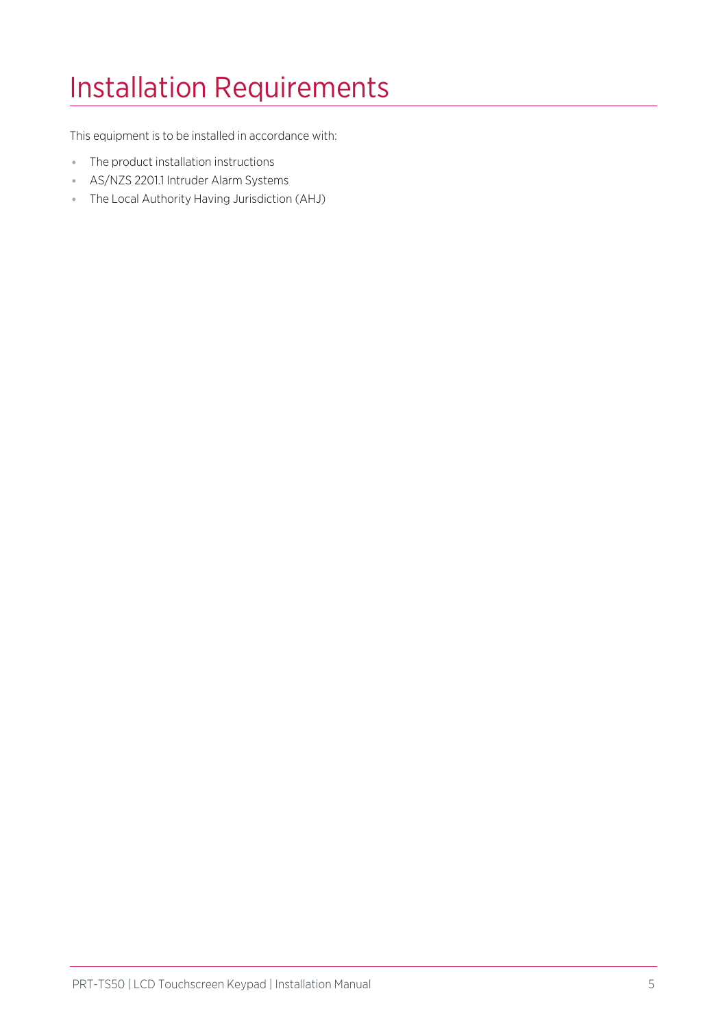# Installation Requirements

This equipment is to be installed in accordance with:

- The product installation instructions
- AS/NZS 2201.1 Intruder Alarm Systems
- The Local Authority Having Jurisdiction (AHJ)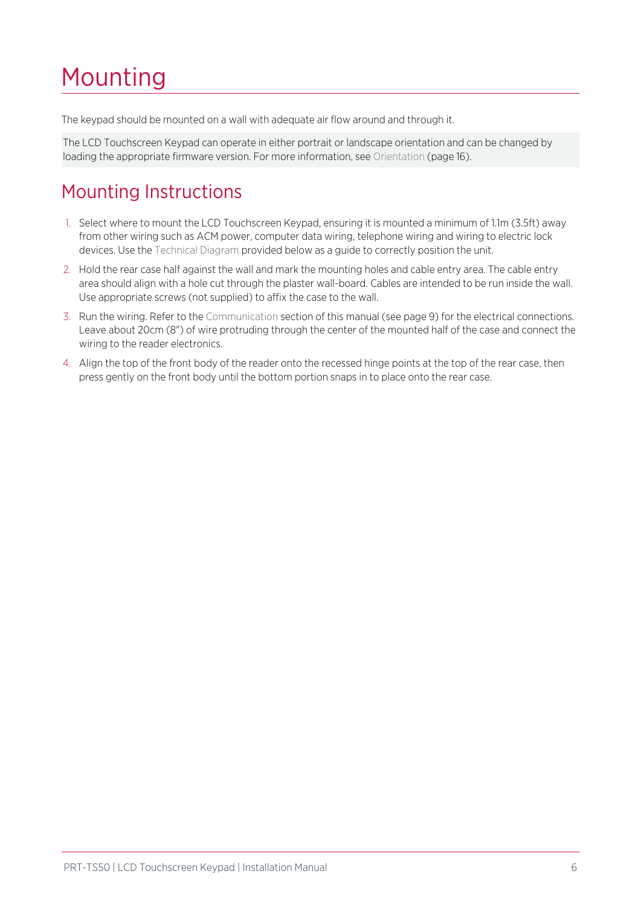# Mounting

The keypad should be mounted on a wall with adequate air flow around and through it.

The LCD Touchscreen Keypad can operate in either portrait or landscape orientation and can be changed by loading the appropriate firmware version. For more information, see Orientation (page 16).

## Mounting Instructions

1. Select where to mount the LCD Touchscreen Keypad, ensuring it is mounted a minimum of 1.1m (3.5ft) away from other wiring such as ACM power, computer data wiring, telephone wiring and wiring to electric lock devices. Use the Technical Diagram provided below as a guide to correctly position the unit.
2. Hold the rear case half against the wall and mark the mounting holes and cable entry area. The cable entry area should align with a hole cut through the plaster wall-board. Cables are intended to be run inside the wall. Use appropriate screws (not supplied) to affix the case to the wall.
3. Run the wiring. Refer to the Communication section of this manual (see page 9) for the electrical connections. Leave about 20cm (8") of wire protruding through the center of the mounted half of the case and connect the wiring to the reader electronics.
4. Align the top of the front body of the reader onto the recessed hinge points at the top of the rear case, then press gently on the front body until the bottom portion snaps in to place onto the rear case.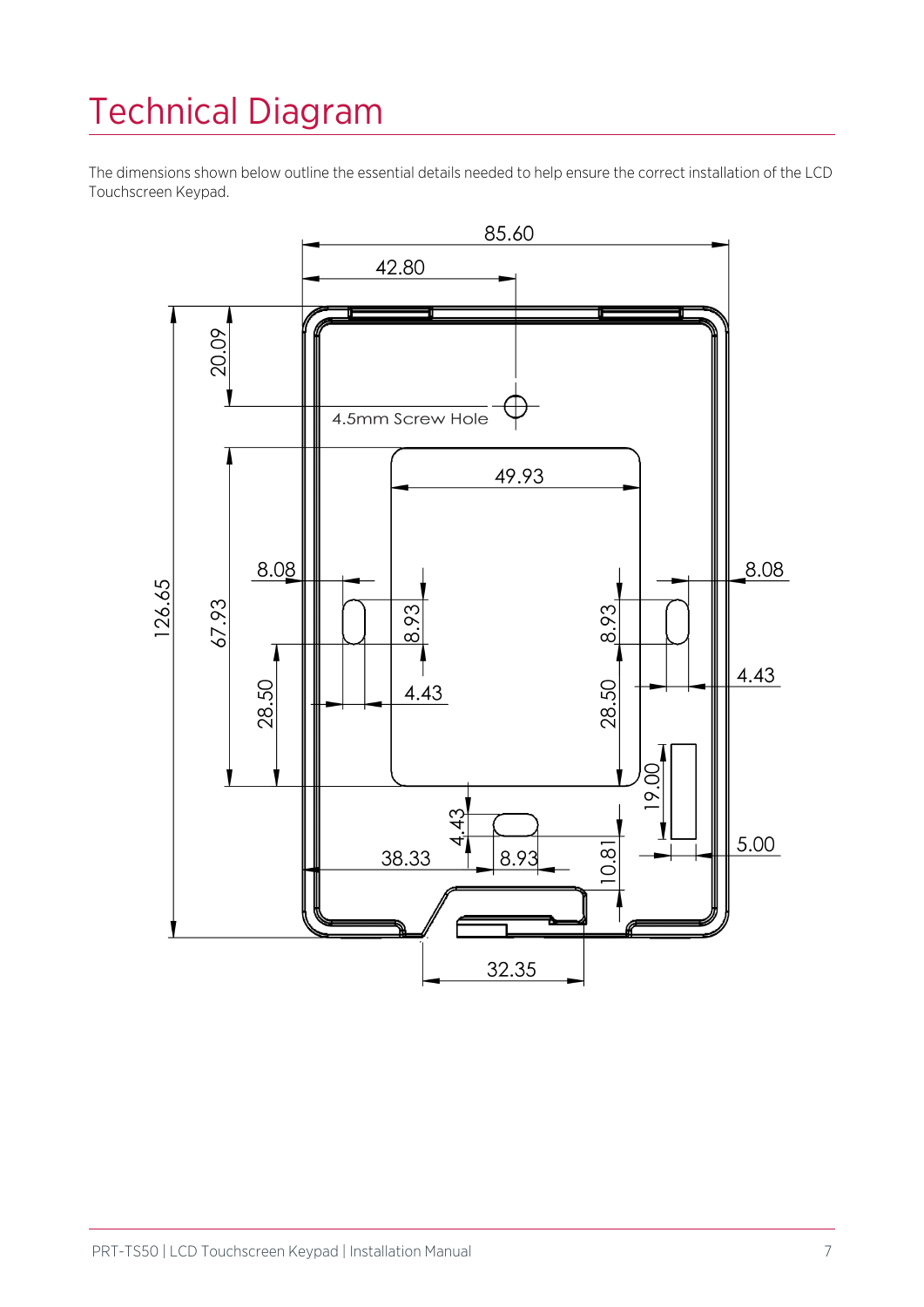# Technical Diagram

The dimensions shown below outline the essential details needed to help ensure the correct installation of the LCD Touchscreen Keypad.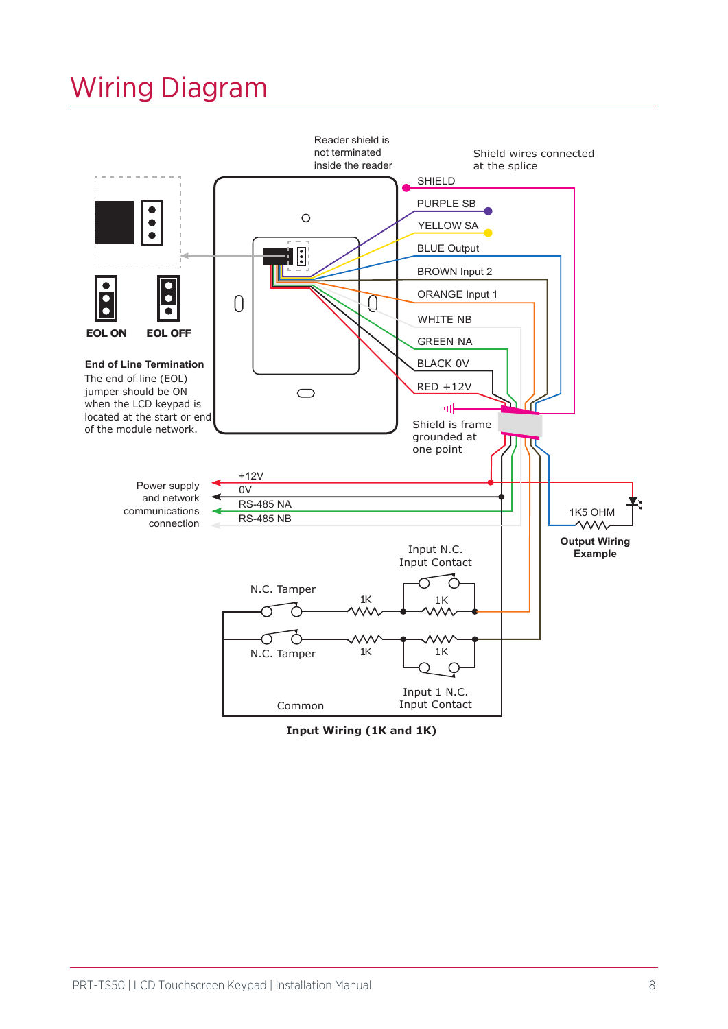# Wiring Diagram

Reader shield is not terminated inside the reader

Shield wires connected at the splice

SHIELD

PURPLE SB

YELLOW SA

BLUE Output

BROWN Input 2

ORANGE Input 1

WHITE NB

GREEN NA

BLACK 0V

RED +12V

Shield is frame grounded at one point

EOL ON

EOL OFF

**End of Line Termination**

The end of line (EOL) jumper should be ON when the LCD keypad is located at the start or end of the module network.

Power supply and network communications connection

+12V

0V

RS-485 NA

RS-485 NB

1K5 OHM

**Output Wiring Example**

Input N.C. Input Contact

N.C. Tamper

1K

1K

N.C. Tamper

1K

1K

Input 1 N.C. Input Contact

Common

**Input Wiring (1K and 1K)**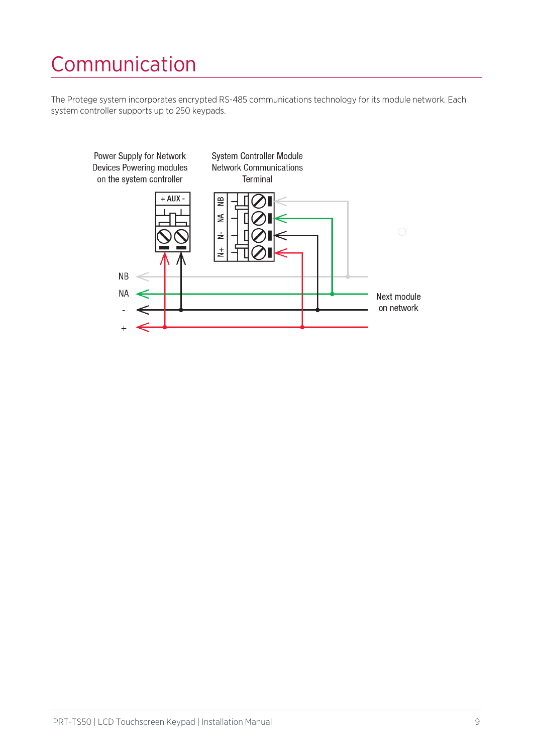# Communication

The Protege system incorporates encrypted RS-485 communications technology for its module network. Each system controller supports up to 250 keypads.

Power Supply for Network Devices Powering modules on the system controller

System Controller Module Network Communications Terminal

+ AUX -

NB NA N- N+

NB

NA

-

+

Next module on network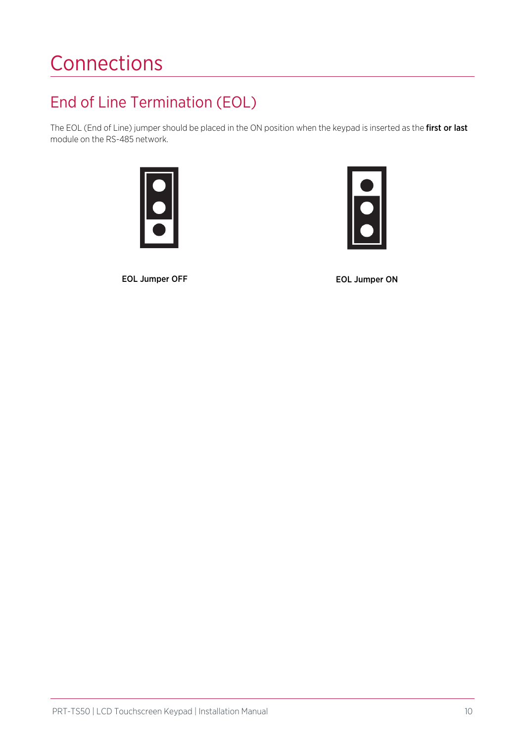# Connections

## End of Line Termination (EOL)

The EOL (End of Line) jumper should be placed in the ON position when the keypad is inserted as the **first or last** module on the RS-485 network.

**EOL Jumper OFF**

**EOL Jumper ON**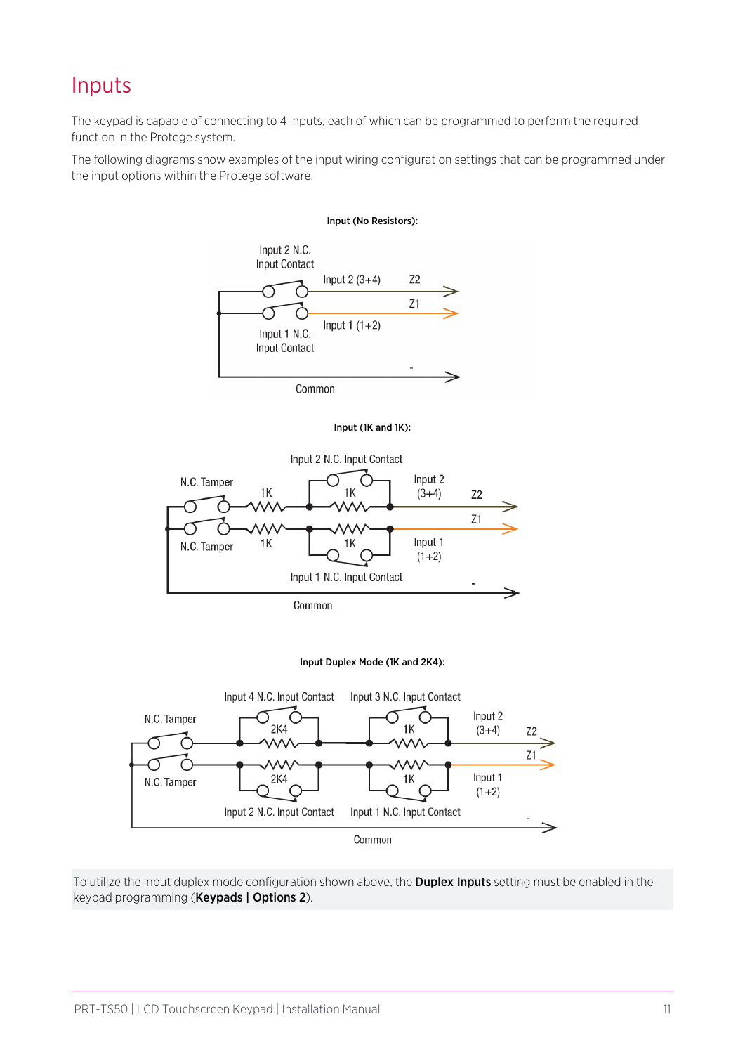# Inputs

The keypad is capable of connecting to 4 inputs, each of which can be programmed to perform the required function in the Protege system.

The following diagrams show examples of the input wiring configuration settings that can be programmed under the input options within the Protege software.

**Input (No Resistors):**

Input 2 N.C. Input Contact

Input 2 (3+4) Z2

Z1

Input 1 (1+2)

Input 1 N.C. Input Contact

-

Common

**Input (1K and 1K):**

Input 2 N.C. Input Contact

N.C. Tamper 1K 1K

Input 2 (3+4) Z2

Z1

N.C. Tamper 1K 1K

Input 1 (1+2)

Input 1 N.C. Input Contact

-

Common

**Input Duplex Mode (1K and 2K4):**

Input 4 N.C. Input Contact Input 3 N.C. Input Contact

N.C. Tamper 2K4 1K

Input 2 (3+4) Z2

Z1

N.C. Tamper 2K4 1K

Input 1 (1+2)

Input 2 N.C. Input Contact Input 1 N.C. Input Contact

-

Common

To utilize the input duplex mode configuration shown above, the **Duplex Inputs** setting must be enabled in the keypad programming (**Keypads | Options 2**).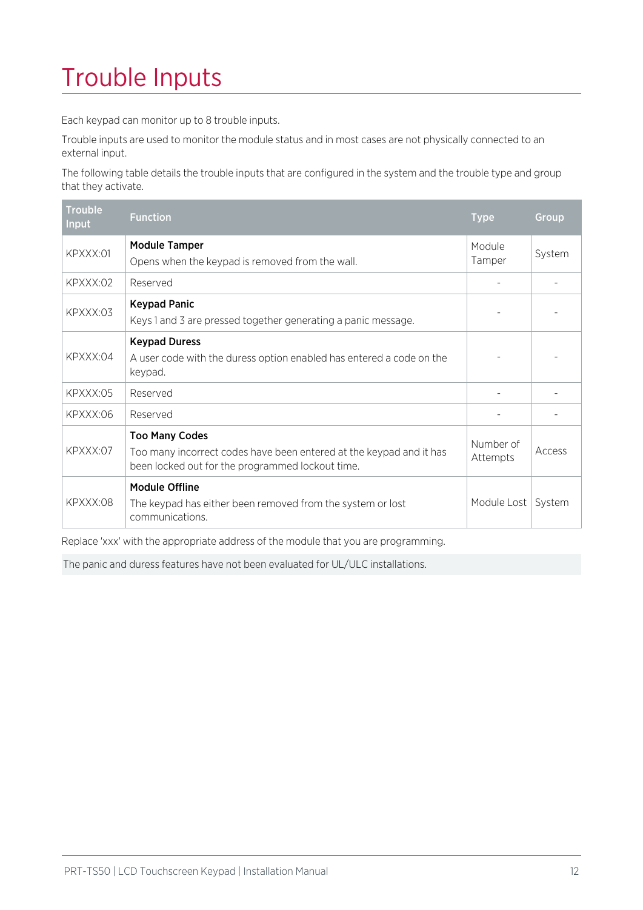# Trouble Inputs

Each keypad can monitor up to 8 trouble inputs.

Trouble inputs are used to monitor the module status and in most cases are not physically connected to an external input.

The following table details the trouble inputs that are configured in the system and the trouble type and group that they activate.

| Trouble Input | Function | Type | Group |
|---|---|---|---|
| KPXXX:01 | **Module Tamper**<br>Opens when the keypad is removed from the wall. | Module Tamper | System |
| KPXXX:02 | Reserved | - | - |
| KPXXX:03 | **Keypad Panic**<br>Keys 1 and 3 are pressed together generating a panic message. | - | - |
| KPXXX:04 | **Keypad Duress**<br>A user code with the duress option enabled has entered a code on the keypad. | - | - |
| KPXXX:05 | Reserved | - | - |
| KPXXX:06 | Reserved | - | - |
| KPXXX:07 | **Too Many Codes**<br>Too many incorrect codes have been entered at the keypad and it has been locked out for the programmed lockout time. | Number of Attempts | Access |
| KPXXX:08 | **Module Offline**<br>The keypad has either been removed from the system or lost communications. | Module Lost | System |

Replace 'xxx' with the appropriate address of the module that you are programming.

The panic and duress features have not been evaluated for UL/ULC installations.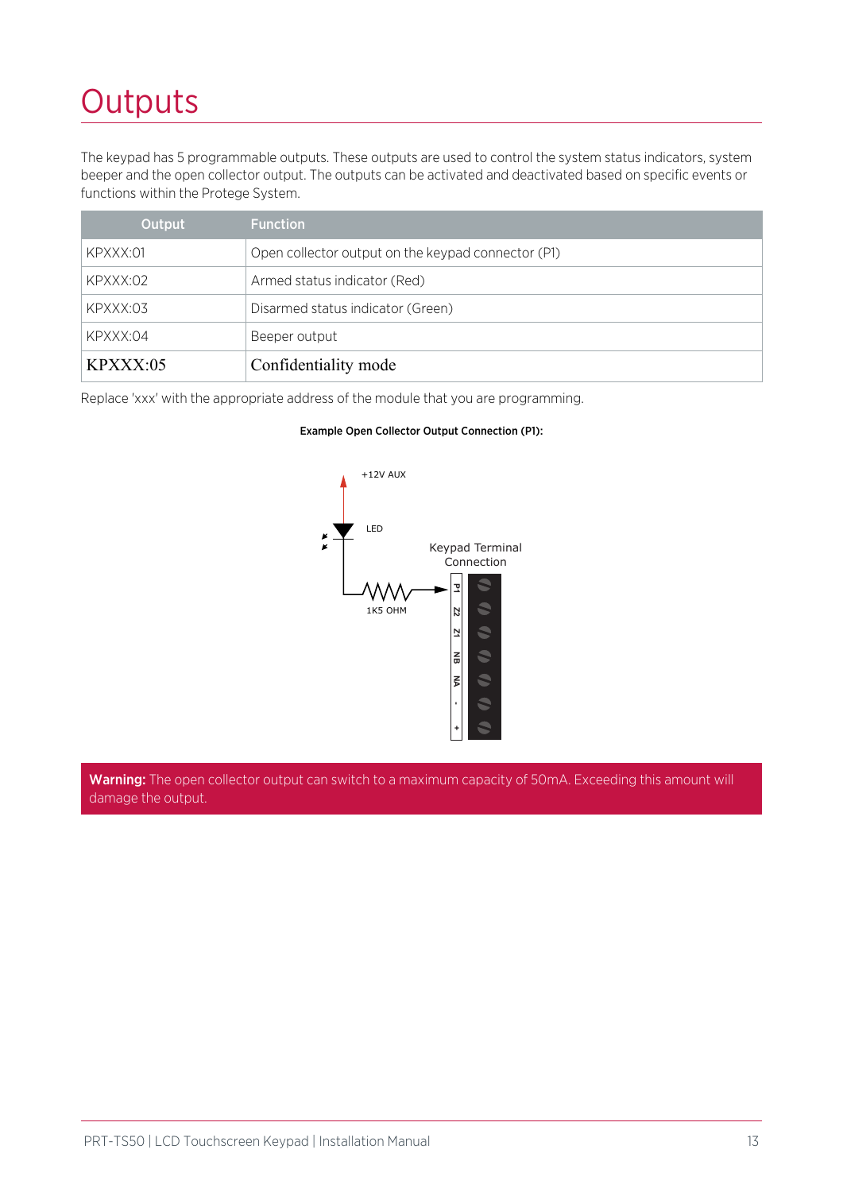# Outputs

The keypad has 5 programmable outputs. These outputs are used to control the system status indicators, system beeper and the open collector output. The outputs can be activated and deactivated based on specific events or functions within the Protege System.

| Output | Function |
|---|---|
| KPXXX:01 | Open collector output on the keypad connector (P1) |
| KPXXX:02 | Armed status indicator (Red) |
| KPXXX:03 | Disarmed status indicator (Green) |
| KPXXX:04 | Beeper output |
| KPXXX:05 | Confidentiality mode |

Replace 'xxx' with the appropriate address of the module that you are programming.

**Example Open Collector Output Connection (P1):**

+12V AUX

LED

Keypad Terminal Connection

1K5 OHM

P1, Z2, Z1, NB, NA, -, +

**Warning:** The open collector output can switch to a maximum capacity of 50mA. Exceeding this amount will damage the output.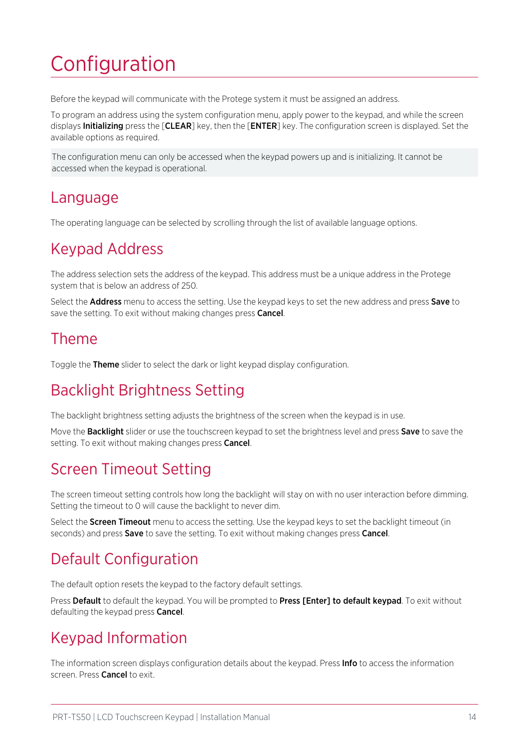# Configuration

Before the keypad will communicate with the Protege system it must be assigned an address.

To program an address using the system configuration menu, apply power to the keypad, and while the screen displays **Initializing** press the [**CLEAR**] key, then the [**ENTER**] key. The configuration screen is displayed. Set the available options as required.

> The configuration menu can only be accessed when the keypad powers up and is initializing. It cannot be accessed when the keypad is operational.

## Language

The operating language can be selected by scrolling through the list of available language options.

## Keypad Address

The address selection sets the address of the keypad. This address must be a unique address in the Protege system that is below an address of 250.

Select the **Address** menu to access the setting. Use the keypad keys to set the new address and press **Save** to save the setting. To exit without making changes press **Cancel**.

## Theme

Toggle the **Theme** slider to select the dark or light keypad display configuration.

## Backlight Brightness Setting

The backlight brightness setting adjusts the brightness of the screen when the keypad is in use.

Move the **Backlight** slider or use the touchscreen keypad to set the brightness level and press **Save** to save the setting. To exit without making changes press **Cancel**.

## Screen Timeout Setting

The screen timeout setting controls how long the backlight will stay on with no user interaction before dimming. Setting the timeout to 0 will cause the backlight to never dim.

Select the **Screen Timeout** menu to access the setting. Use the keypad keys to set the backlight timeout (in seconds) and press **Save** to save the setting. To exit without making changes press **Cancel**.

## Default Configuration

The default option resets the keypad to the factory default settings.

Press **Default** to default the keypad. You will be prompted to **Press [Enter] to default keypad**. To exit without defaulting the keypad press **Cancel**.

## Keypad Information

The information screen displays configuration details about the keypad. Press **Info** to access the information screen. Press **Cancel** to exit.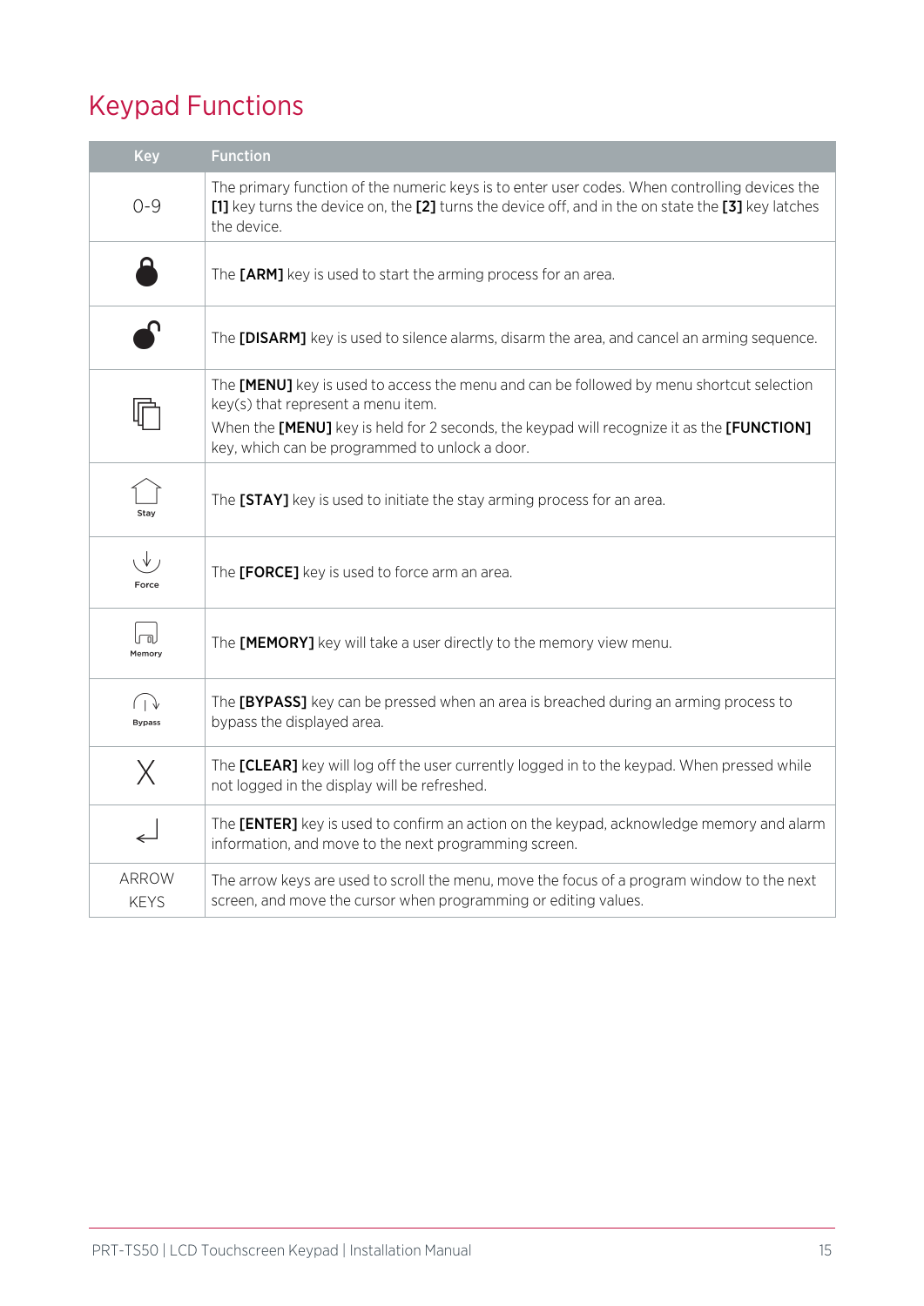# Keypad Functions

| Key | Function |
| --- | --- |
| 0-9 | The primary function of the numeric keys is to enter user codes. When controlling devices the **[1]** key turns the device on, the **[2]** turns the device off, and in the on state the **[3]** key latches the device. |
| | The **[ARM]** key is used to start the arming process for an area. |
| | The **[DISARM]** key is used to silence alarms, disarm the area, and cancel an arming sequence. |
| | The **[MENU]** key is used to access the menu and can be followed by menu shortcut selection key(s) that represent a menu item. When the **[MENU]** key is held for 2 seconds, the keypad will recognize it as the **[FUNCTION]** key, which can be programmed to unlock a door. |
| Stay | The **[STAY]** key is used to initiate the stay arming process for an area. |
| Force | The **[FORCE]** key is used to force arm an area. |
| Memory | The **[MEMORY]** key will take a user directly to the memory view menu. |
| Bypass | The **[BYPASS]** key can be pressed when an area is breached during an arming process to bypass the displayed area. |
| X | The **[CLEAR]** key will log off the user currently logged in to the keypad. When pressed while not logged in the display will be refreshed. |
| ↵ | The **[ENTER]** key is used to confirm an action on the keypad, acknowledge memory and alarm information, and move to the next programming screen. |
| ARROW KEYS | The arrow keys are used to scroll the menu, move the focus of a program window to the next screen, and move the cursor when programming or editing values. |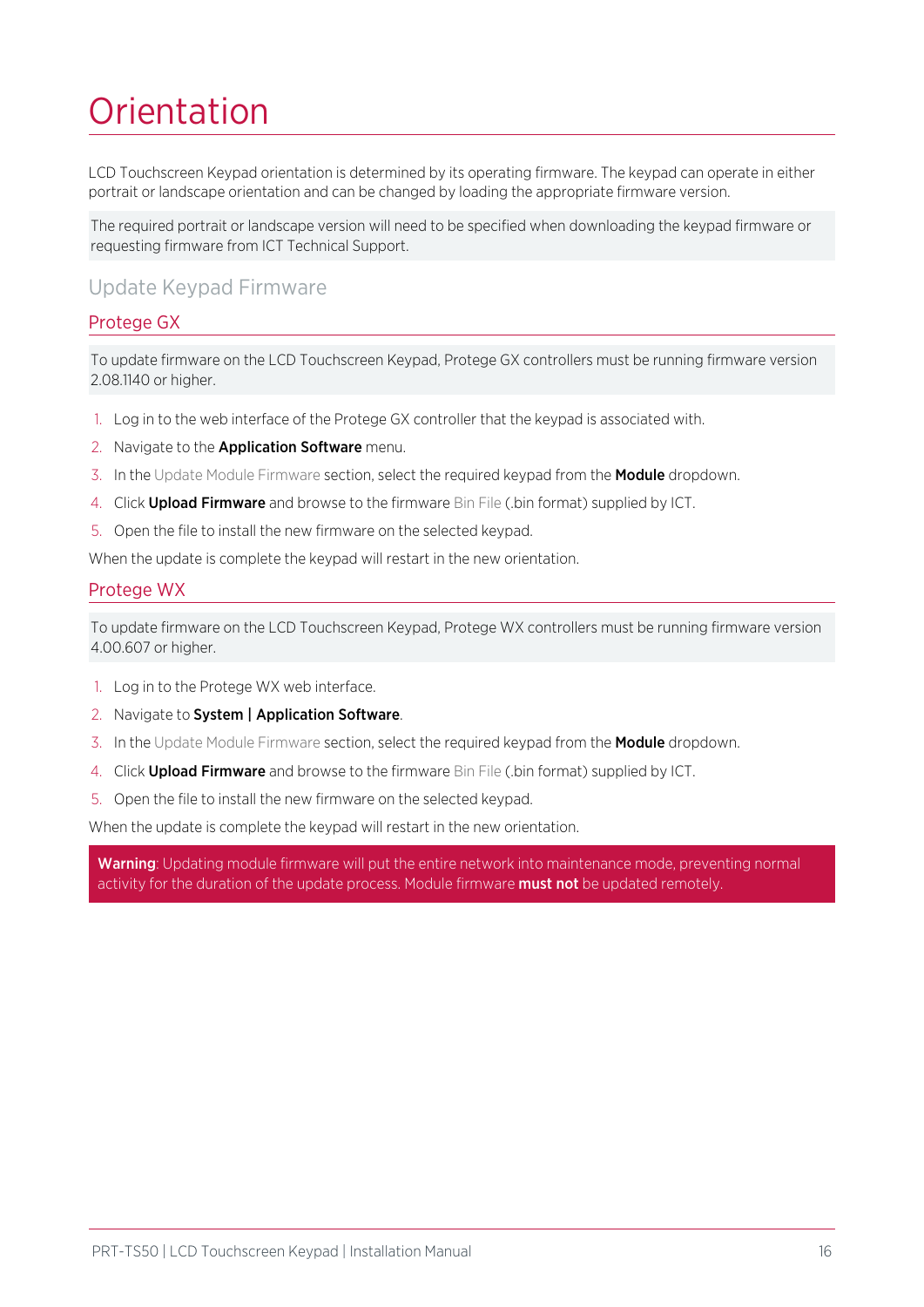# Orientation

LCD Touchscreen Keypad orientation is determined by its operating firmware. The keypad can operate in either portrait or landscape orientation and can be changed by loading the appropriate firmware version.

The required portrait or landscape version will need to be specified when downloading the keypad firmware or requesting firmware from ICT Technical Support.

## Update Keypad Firmware

### Protege GX

To update firmware on the LCD Touchscreen Keypad, Protege GX controllers must be running firmware version 2.08.1140 or higher.

1. Log in to the web interface of the Protege GX controller that the keypad is associated with.
2. Navigate to the **Application Software** menu.
3. In the Update Module Firmware section, select the required keypad from the **Module** dropdown.
4. Click **Upload Firmware** and browse to the firmware Bin File (.bin format) supplied by ICT.
5. Open the file to install the new firmware on the selected keypad.

When the update is complete the keypad will restart in the new orientation.

### Protege WX

To update firmware on the LCD Touchscreen Keypad, Protege WX controllers must be running firmware version 4.00.607 or higher.

1. Log in to the Protege WX web interface.
2. Navigate to **System | Application Software**.
3. In the Update Module Firmware section, select the required keypad from the **Module** dropdown.
4. Click **Upload Firmware** and browse to the firmware Bin File (.bin format) supplied by ICT.
5. Open the file to install the new firmware on the selected keypad.

When the update is complete the keypad will restart in the new orientation.

**Warning**: Updating module firmware will put the entire network into maintenance mode, preventing normal activity for the duration of the update process. Module firmware **must not** be updated remotely.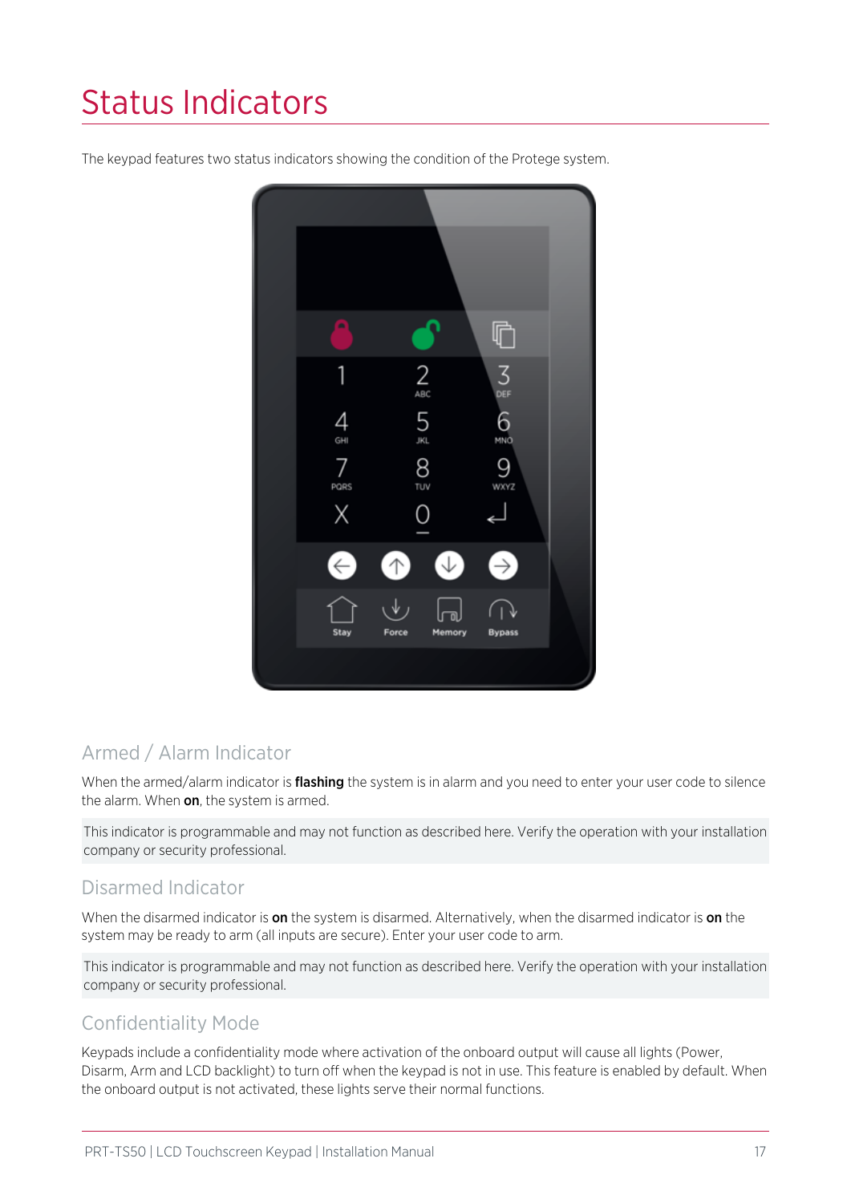# Status Indicators

The keypad features two status indicators showing the condition of the Protege system.

## Armed / Alarm Indicator

When the armed/alarm indicator is **flashing** the system is in alarm and you need to enter your user code to silence the alarm. When **on**, the system is armed.

This indicator is programmable and may not function as described here. Verify the operation with your installation company or security professional.

## Disarmed Indicator

When the disarmed indicator is **on** the system is disarmed. Alternatively, when the disarmed indicator is **on** the system may be ready to arm (all inputs are secure). Enter your user code to arm.

This indicator is programmable and may not function as described here. Verify the operation with your installation company or security professional.

## Confidentiality Mode

Keypads include a confidentiality mode where activation of the onboard output will cause all lights (Power, Disarm, Arm and LCD backlight) to turn off when the keypad is not in use. This feature is enabled by default. When the onboard output is not activated, these lights serve their normal functions.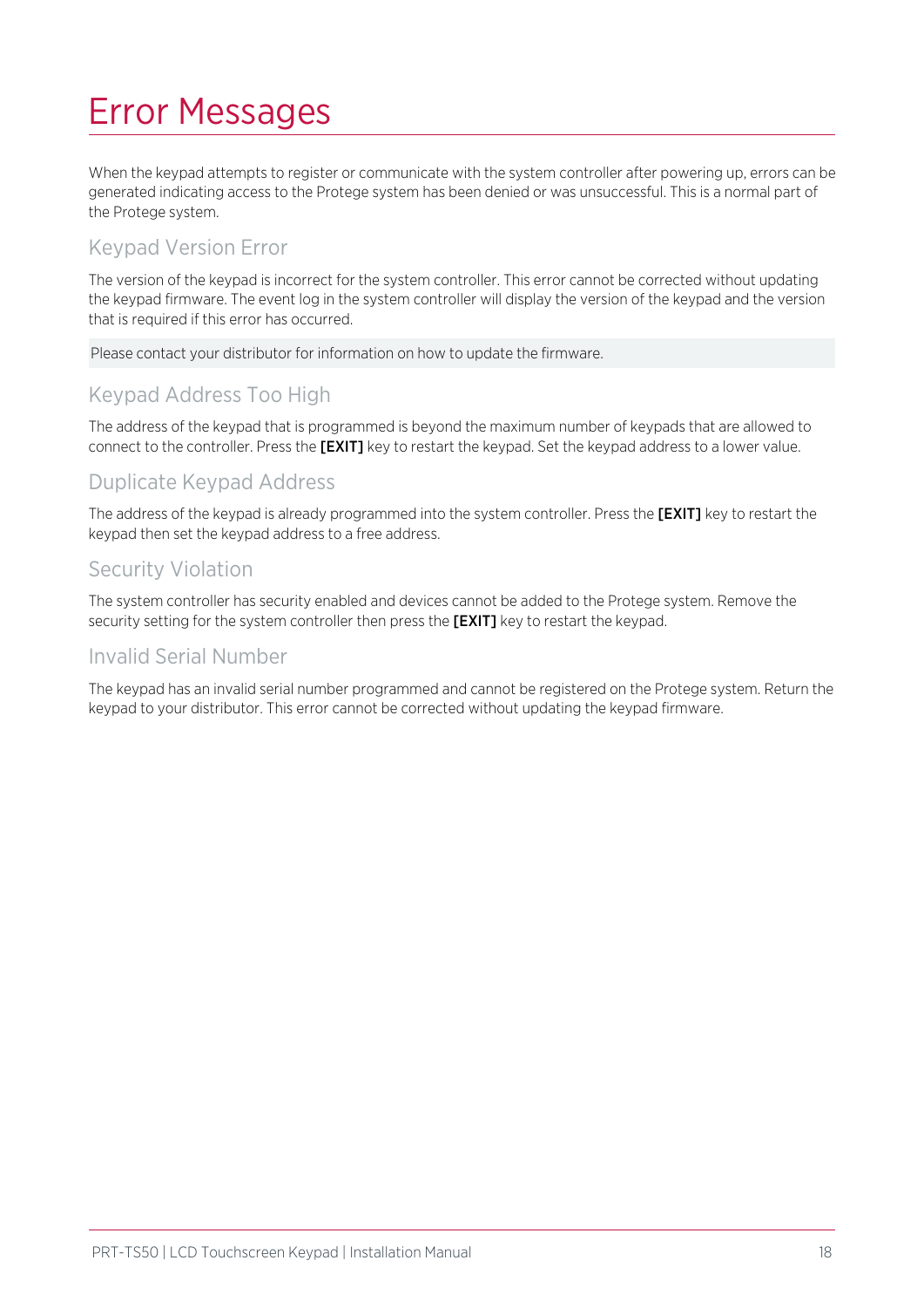# Error Messages

When the keypad attempts to register or communicate with the system controller after powering up, errors can be generated indicating access to the Protege system has been denied or was unsuccessful. This is a normal part of the Protege system.

## Keypad Version Error

The version of the keypad is incorrect for the system controller. This error cannot be corrected without updating the keypad firmware. The event log in the system controller will display the version of the keypad and the version that is required if this error has occurred.

Please contact your distributor for information on how to update the firmware.

## Keypad Address Too High

The address of the keypad that is programmed is beyond the maximum number of keypads that are allowed to connect to the controller. Press the **[EXIT]** key to restart the keypad. Set the keypad address to a lower value.

## Duplicate Keypad Address

The address of the keypad is already programmed into the system controller. Press the **[EXIT]** key to restart the keypad then set the keypad address to a free address.

## Security Violation

The system controller has security enabled and devices cannot be added to the Protege system. Remove the security setting for the system controller then press the **[EXIT]** key to restart the keypad.

## Invalid Serial Number

The keypad has an invalid serial number programmed and cannot be registered on the Protege system. Return the keypad to your distributor. This error cannot be corrected without updating the keypad firmware.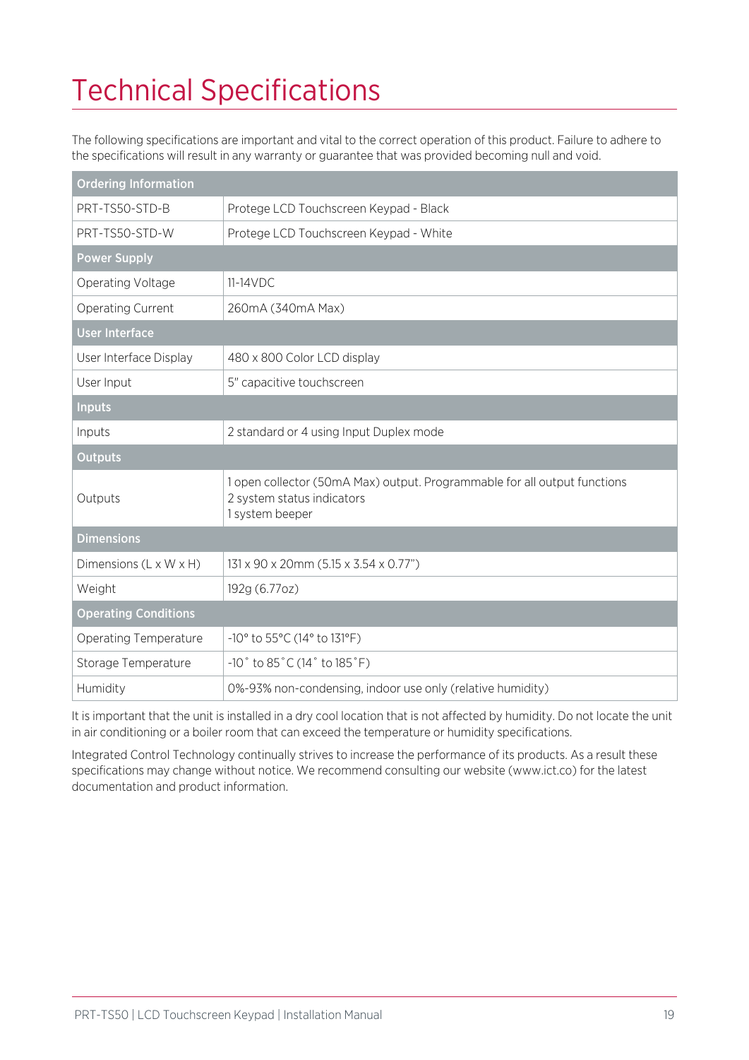# Technical Specifications

The following specifications are important and vital to the correct operation of this product. Failure to adhere to the specifications will result in any warranty or guarantee that was provided becoming null and void.

| **Ordering Information** | |
|---|---|
| PRT-TS50-STD-B | Protege LCD Touchscreen Keypad - Black |
| PRT-TS50-STD-W | Protege LCD Touchscreen Keypad - White |
| **Power Supply** | |
| Operating Voltage | 11-14VDC |
| Operating Current | 260mA (340mA Max) |
| **User Interface** | |
| User Interface Display | 480 x 800 Color LCD display |
| User Input | 5" capacitive touchscreen |
| **Inputs** | |
| Inputs | 2 standard or 4 using Input Duplex mode |
| **Outputs** | |
| Outputs | 1 open collector (50mA Max) output. Programmable for all output functions<br>2 system status indicators<br>1 system beeper |
| **Dimensions** | |
| Dimensions (L x W x H) | 131 x 90 x 20mm (5.15 x 3.54 x 0.77") |
| Weight | 192g (6.77oz) |
| **Operating Conditions** | |
| Operating Temperature | -10° to 55°C (14° to 131°F) |
| Storage Temperature | -10˚ to 85˚C (14˚ to 185˚F) |
| Humidity | 0%-93% non-condensing, indoor use only (relative humidity) |

It is important that the unit is installed in a dry cool location that is not affected by humidity. Do not locate the unit in air conditioning or a boiler room that can exceed the temperature or humidity specifications.

Integrated Control Technology continually strives to increase the performance of its products. As a result these specifications may change without notice. We recommend consulting our website (www.ict.co) for the latest documentation and product information.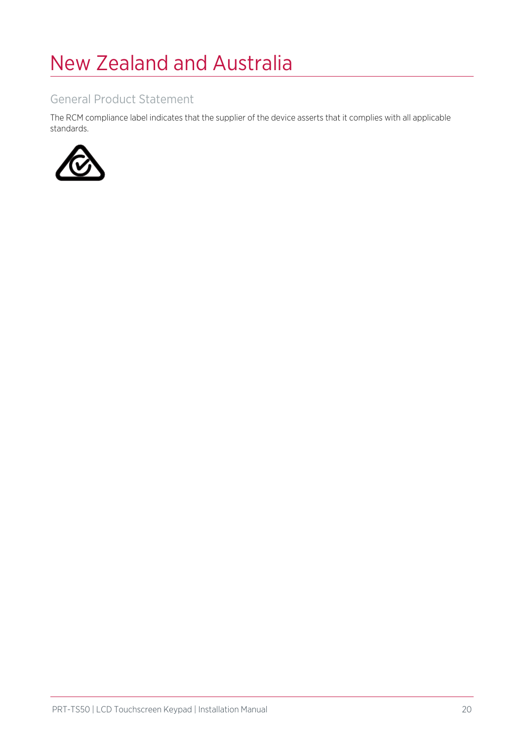# New Zealand and Australia

## General Product Statement

The RCM compliance label indicates that the supplier of the device asserts that it complies with all applicable standards.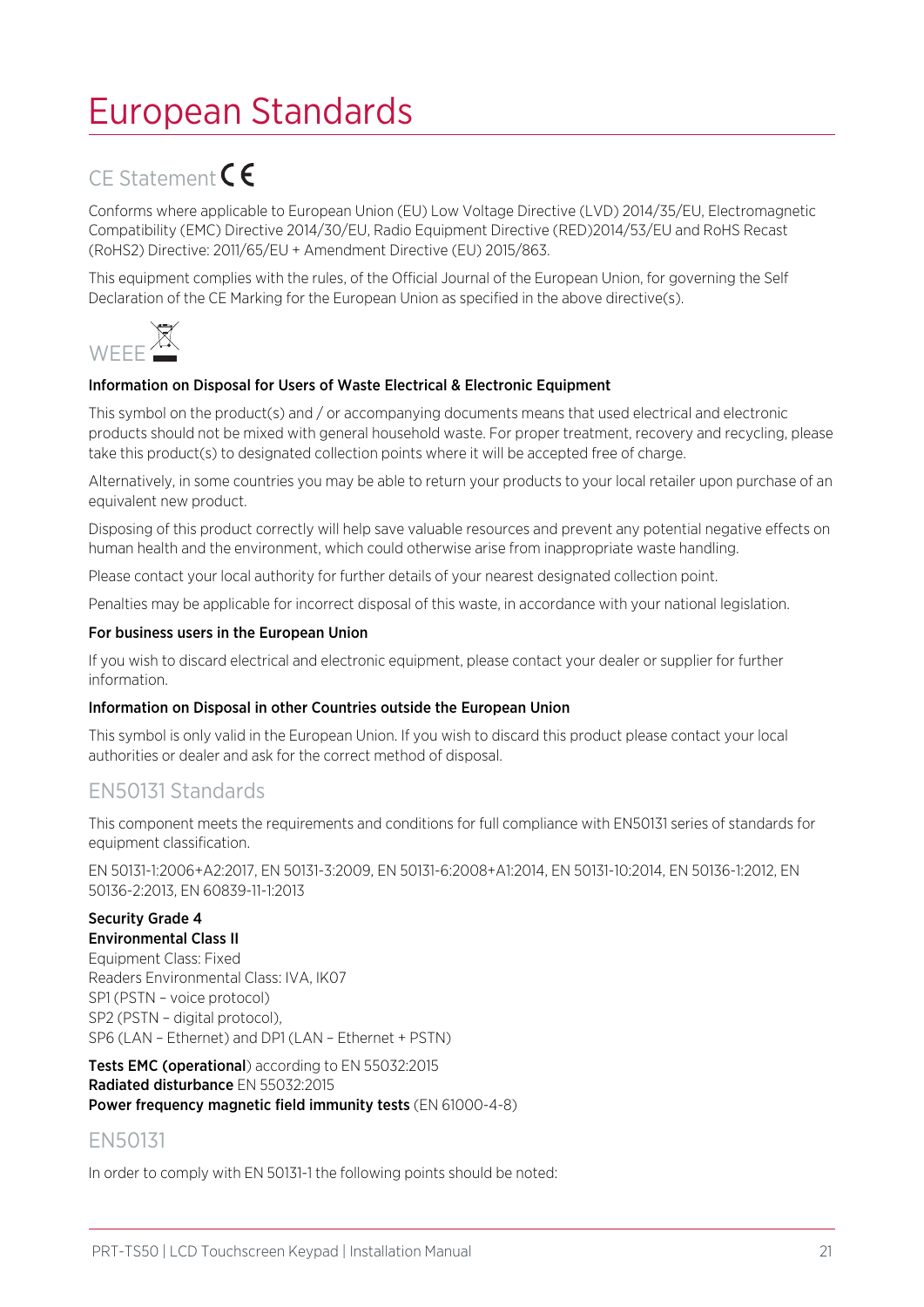# European Standards

## CE Statement CE

Conforms where applicable to European Union (EU) Low Voltage Directive (LVD) 2014/35/EU, Electromagnetic Compatibility (EMC) Directive 2014/30/EU, Radio Equipment Directive (RED)2014/53/EU and RoHS Recast (RoHS2) Directive: 2011/65/EU + Amendment Directive (EU) 2015/863.

This equipment complies with the rules, of the Official Journal of the European Union, for governing the Self Declaration of the CE Marking for the European Union as specified in the above directive(s).

## WEEE

**Information on Disposal for Users of Waste Electrical & Electronic Equipment**

This symbol on the product(s) and / or accompanying documents means that used electrical and electronic products should not be mixed with general household waste. For proper treatment, recovery and recycling, please take this product(s) to designated collection points where it will be accepted free of charge.

Alternatively, in some countries you may be able to return your products to your local retailer upon purchase of an equivalent new product.

Disposing of this product correctly will help save valuable resources and prevent any potential negative effects on human health and the environment, which could otherwise arise from inappropriate waste handling.

Please contact your local authority for further details of your nearest designated collection point.

Penalties may be applicable for incorrect disposal of this waste, in accordance with your national legislation.

**For business users in the European Union**

If you wish to discard electrical and electronic equipment, please contact your dealer or supplier for further information.

**Information on Disposal in other Countries outside the European Union**

This symbol is only valid in the European Union. If you wish to discard this product please contact your local authorities or dealer and ask for the correct method of disposal.

## EN50131 Standards

This component meets the requirements and conditions for full compliance with EN50131 series of standards for equipment classification.

EN 50131-1:2006+A2:2017, EN 50131-3:2009, EN 50131-6:2008+A1:2014, EN 50131-10:2014, EN 50136-1:2012, EN 50136-2:2013, EN 60839-11-1:2013

**Security Grade 4**
**Environmental Class II**
Equipment Class: Fixed
Readers Environmental Class: IVA, IK07
SP1 (PSTN – voice protocol)
SP2 (PSTN – digital protocol),
SP6 (LAN – Ethernet) and DP1 (LAN – Ethernet + PSTN)

**Tests EMC (operational**) according to EN 55032:2015
**Radiated disturbance** EN 55032:2015
**Power frequency magnetic field immunity tests** (EN 61000-4-8)

## EN50131

In order to comply with EN 50131-1 the following points should be noted: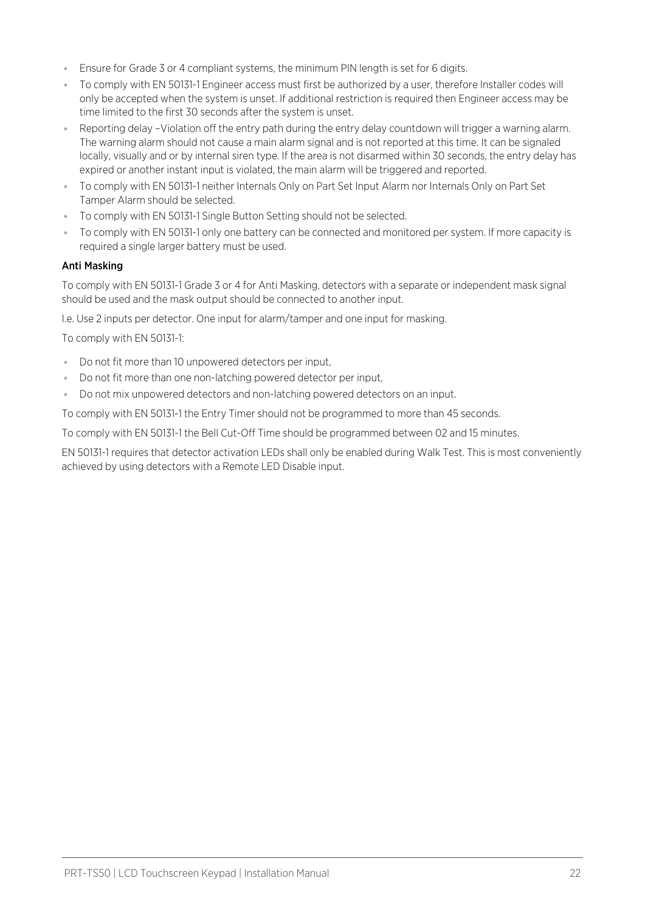- Ensure for Grade 3 or 4 compliant systems, the minimum PIN length is set for 6 digits.
- To comply with EN 50131-1 Engineer access must first be authorized by a user, therefore Installer codes will only be accepted when the system is unset. If additional restriction is required then Engineer access may be time limited to the first 30 seconds after the system is unset.
- Reporting delay –Violation off the entry path during the entry delay countdown will trigger a warning alarm. The warning alarm should not cause a main alarm signal and is not reported at this time. It can be signaled locally, visually and or by internal siren type. If the area is not disarmed within 30 seconds, the entry delay has expired or another instant input is violated, the main alarm will be triggered and reported.
- To comply with EN 50131-1 neither Internals Only on Part Set Input Alarm nor Internals Only on Part Set Tamper Alarm should be selected.
- To comply with EN 50131-1 Single Button Setting should not be selected.
- To comply with EN 50131-1 only one battery can be connected and monitored per system. If more capacity is required a single larger battery must be used.

### Anti Masking

To comply with EN 50131-1 Grade 3 or 4 for Anti Masking, detectors with a separate or independent mask signal should be used and the mask output should be connected to another input.

I.e. Use 2 inputs per detector. One input for alarm/tamper and one input for masking.

To comply with EN 50131-1:

- Do not fit more than 10 unpowered detectors per input,
- Do not fit more than one non-latching powered detector per input,
- Do not mix unpowered detectors and non-latching powered detectors on an input.

To comply with EN 50131-1 the Entry Timer should not be programmed to more than 45 seconds.

To comply with EN 50131-1 the Bell Cut-Off Time should be programmed between 02 and 15 minutes.

EN 50131-1 requires that detector activation LEDs shall only be enabled during Walk Test. This is most conveniently achieved by using detectors with a Remote LED Disable input.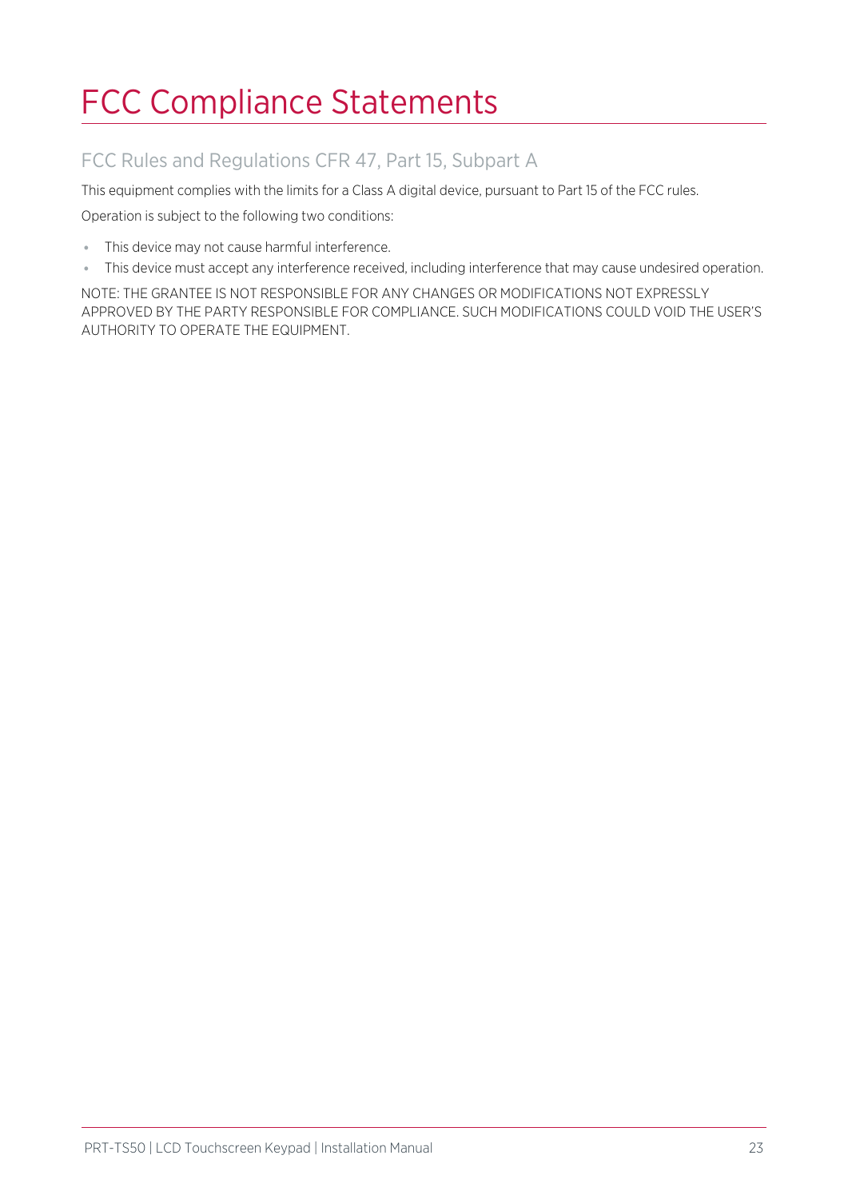# FCC Compliance Statements

## FCC Rules and Regulations CFR 47, Part 15, Subpart A

This equipment complies with the limits for a Class A digital device, pursuant to Part 15 of the FCC rules.

Operation is subject to the following two conditions:

- This device may not cause harmful interference.
- This device must accept any interference received, including interference that may cause undesired operation.

NOTE: THE GRANTEE IS NOT RESPONSIBLE FOR ANY CHANGES OR MODIFICATIONS NOT EXPRESSLY APPROVED BY THE PARTY RESPONSIBLE FOR COMPLIANCE. SUCH MODIFICATIONS COULD VOID THE USER'S AUTHORITY TO OPERATE THE EQUIPMENT.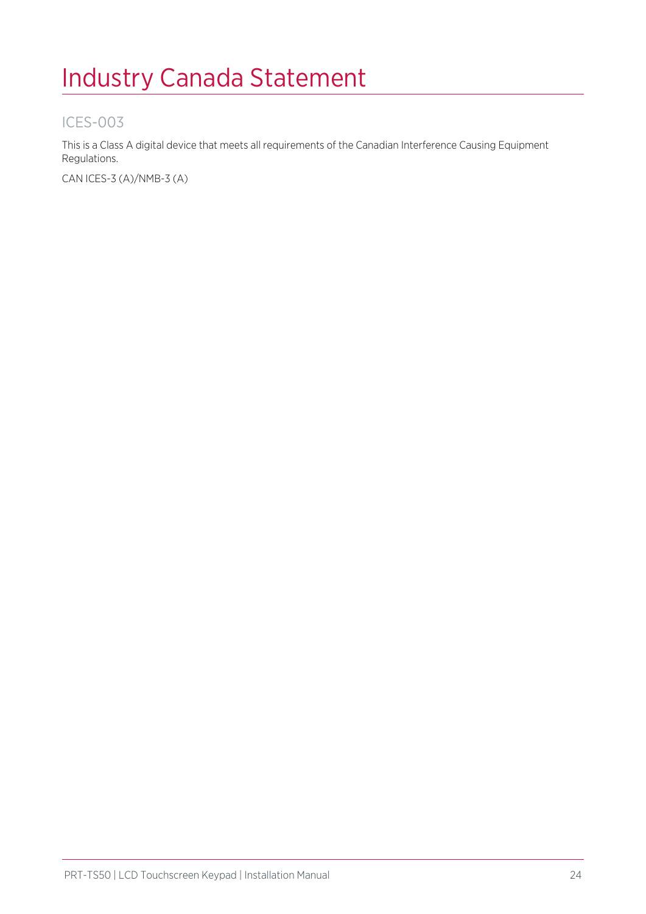# Industry Canada Statement

## ICES-003

This is a Class A digital device that meets all requirements of the Canadian Interference Causing Equipment Regulations.

CAN ICES-3 (A)/NMB-3 (A)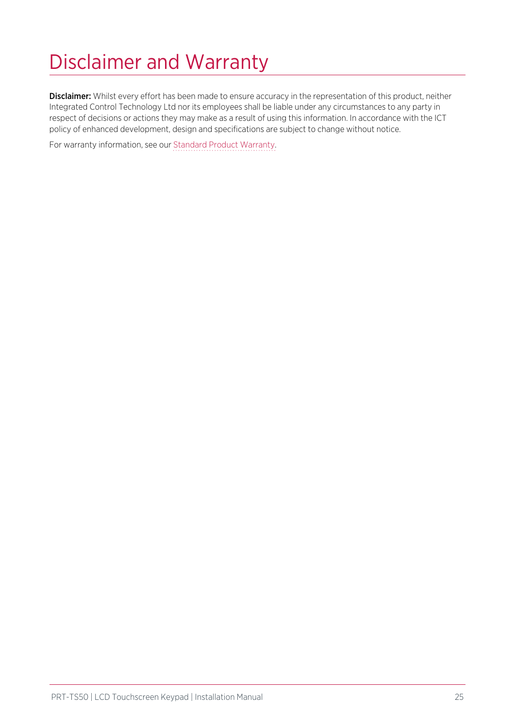# Disclaimer and Warranty

**Disclaimer:** Whilst every effort has been made to ensure accuracy in the representation of this product, neither Integrated Control Technology Ltd nor its employees shall be liable under any circumstances to any party in respect of decisions or actions they may make as a result of using this information. In accordance with the ICT policy of enhanced development, design and specifications are subject to change without notice.

For warranty information, see our Standard Product Warranty.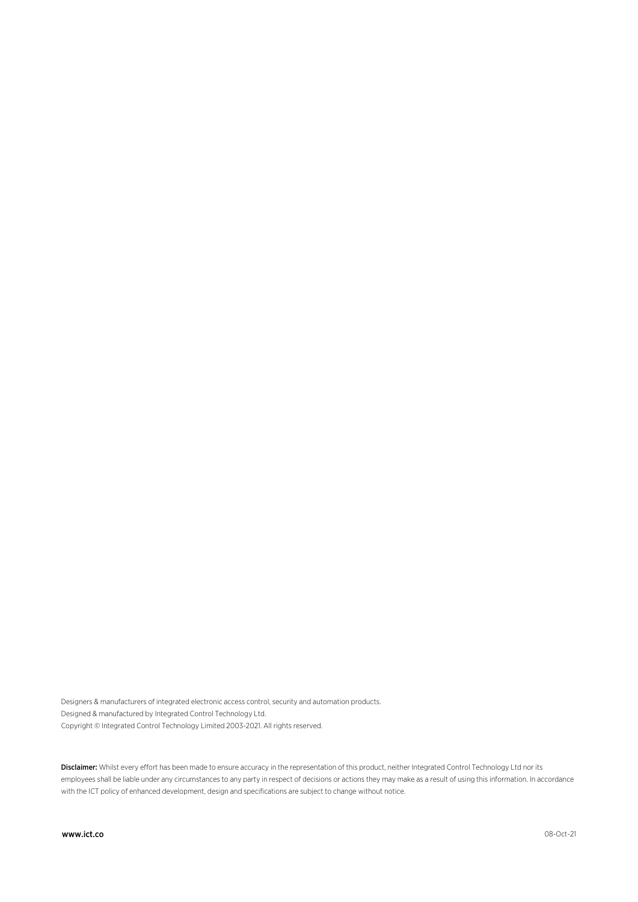Designers & manufacturers of integrated electronic access control, security and automation products.
Designed & manufactured by Integrated Control Technology Ltd.
Copyright © Integrated Control Technology Limited 2003-2021. All rights reserved.

**Disclaimer:** Whilst every effort has been made to ensure accuracy in the representation of this product, neither Integrated Control Technology Ltd nor its employees shall be liable under any circumstances to any party in respect of decisions or actions they may make as a result of using this information. In accordance with the ICT policy of enhanced development, design and specifications are subject to change without notice.

**www.ict.co**

08-Oct-21